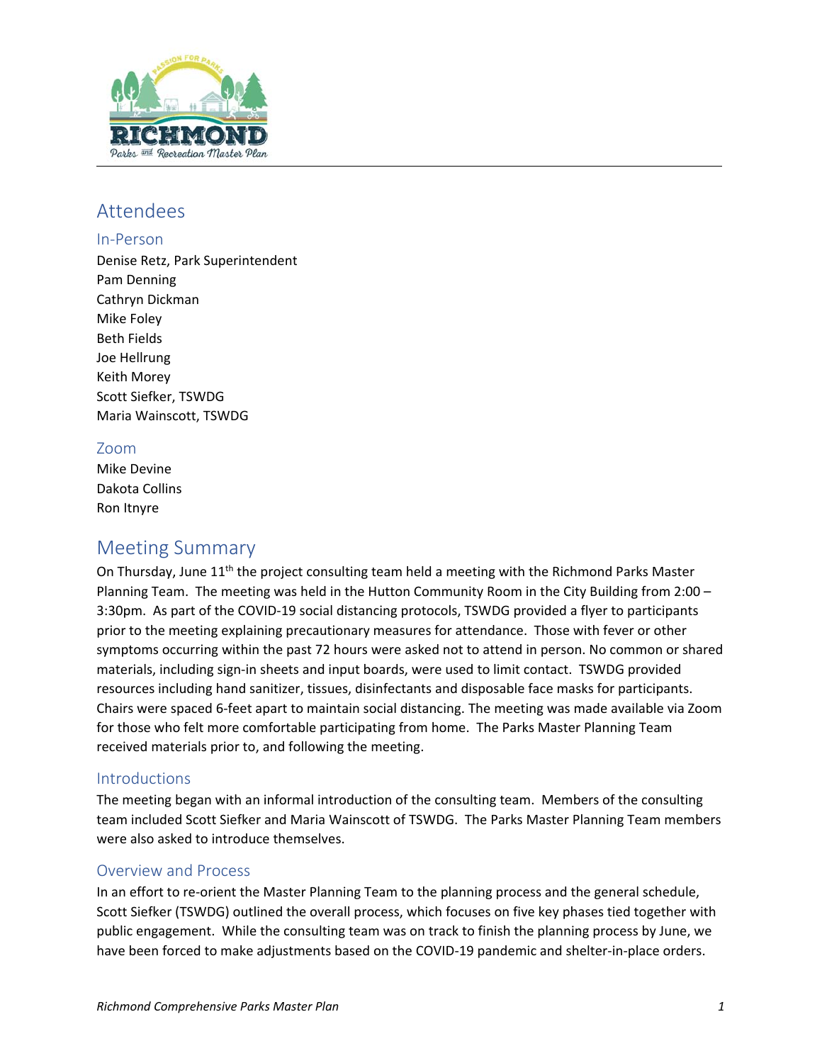# Attendees

## In-Person

Denise Retz, Park Superintendent
Pam Denning
Cathryn Dickman
Mike Foley
Beth Fields
Joe Hellrung
Keith Morey
Scott Siefker, TSWDG
Maria Wainscott, TSWDG

## Zoom

Mike Devine
Dakota Collins
Ron Itnyre

# Meeting Summary

On Thursday, June 11th the project consulting team held a meeting with the Richmond Parks Master Planning Team. The meeting was held in the Hutton Community Room in the City Building from 2:00 – 3:30pm. As part of the COVID-19 social distancing protocols, TSWDG provided a flyer to participants prior to the meeting explaining precautionary measures for attendance. Those with fever or other symptoms occurring within the past 72 hours were asked not to attend in person. No common or shared materials, including sign-in sheets and input boards, were used to limit contact. TSWDG provided resources including hand sanitizer, tissues, disinfectants and disposable face masks for participants. Chairs were spaced 6-feet apart to maintain social distancing. The meeting was made available via Zoom for those who felt more comfortable participating from home. The Parks Master Planning Team received materials prior to, and following the meeting.

## Introductions

The meeting began with an informal introduction of the consulting team. Members of the consulting team included Scott Siefker and Maria Wainscott of TSWDG. The Parks Master Planning Team members were also asked to introduce themselves.

## Overview and Process

In an effort to re-orient the Master Planning Team to the planning process and the general schedule, Scott Siefker (TSWDG) outlined the overall process, which focuses on five key phases tied together with public engagement. While the consulting team was on track to finish the planning process by June, we have been forced to make adjustments based on the COVID-19 pandemic and shelter-in-place orders.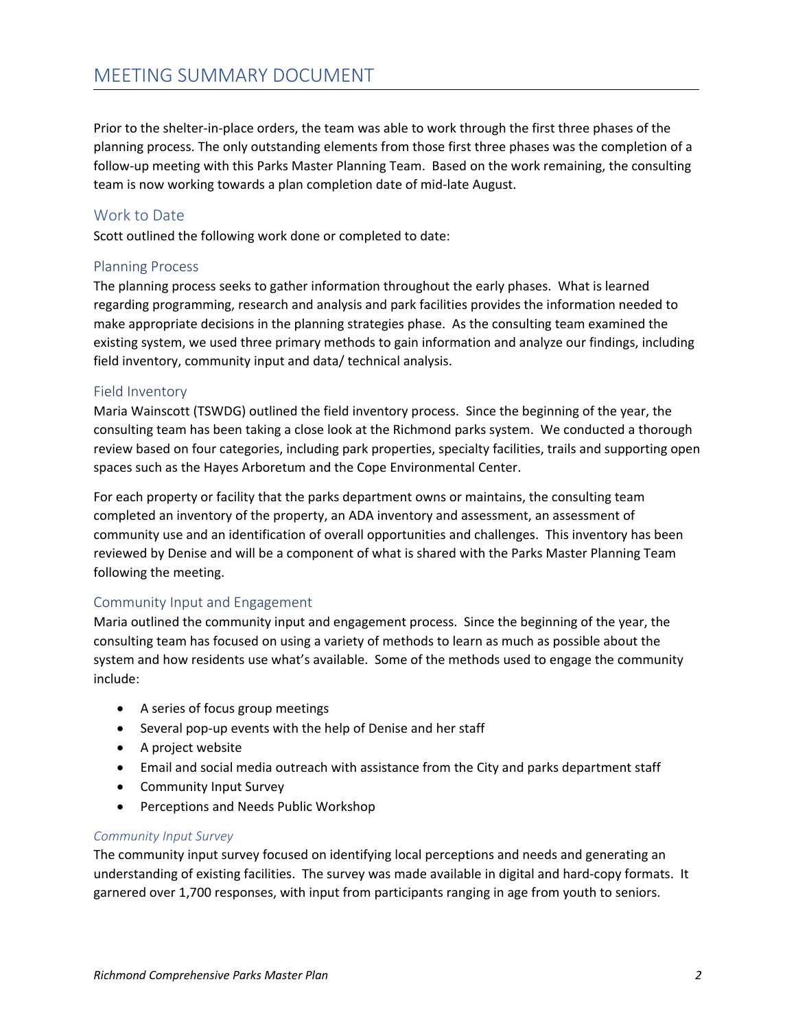# MEETING SUMMARY DOCUMENT

Prior to the shelter-in-place orders, the team was able to work through the first three phases of the planning process. The only outstanding elements from those first three phases was the completion of a follow-up meeting with this Parks Master Planning Team. Based on the work remaining, the consulting team is now working towards a plan completion date of mid-late August.

## Work to Date

Scott outlined the following work done or completed to date:

### Planning Process

The planning process seeks to gather information throughout the early phases. What is learned regarding programming, research and analysis and park facilities provides the information needed to make appropriate decisions in the planning strategies phase. As the consulting team examined the existing system, we used three primary methods to gain information and analyze our findings, including field inventory, community input and data/ technical analysis.

### Field Inventory

Maria Wainscott (TSWDG) outlined the field inventory process. Since the beginning of the year, the consulting team has been taking a close look at the Richmond parks system. We conducted a thorough review based on four categories, including park properties, specialty facilities, trails and supporting open spaces such as the Hayes Arboretum and the Cope Environmental Center.

For each property or facility that the parks department owns or maintains, the consulting team completed an inventory of the property, an ADA inventory and assessment, an assessment of community use and an identification of overall opportunities and challenges. This inventory has been reviewed by Denise and will be a component of what is shared with the Parks Master Planning Team following the meeting.

### Community Input and Engagement

Maria outlined the community input and engagement process. Since the beginning of the year, the consulting team has focused on using a variety of methods to learn as much as possible about the system and how residents use what's available. Some of the methods used to engage the community include:

- A series of focus group meetings
- Several pop-up events with the help of Denise and her staff
- A project website
- Email and social media outreach with assistance from the City and parks department staff
- Community Input Survey
- Perceptions and Needs Public Workshop

#### *Community Input Survey*

The community input survey focused on identifying local perceptions and needs and generating an understanding of existing facilities. The survey was made available in digital and hard-copy formats. It garnered over 1,700 responses, with input from participants ranging in age from youth to seniors.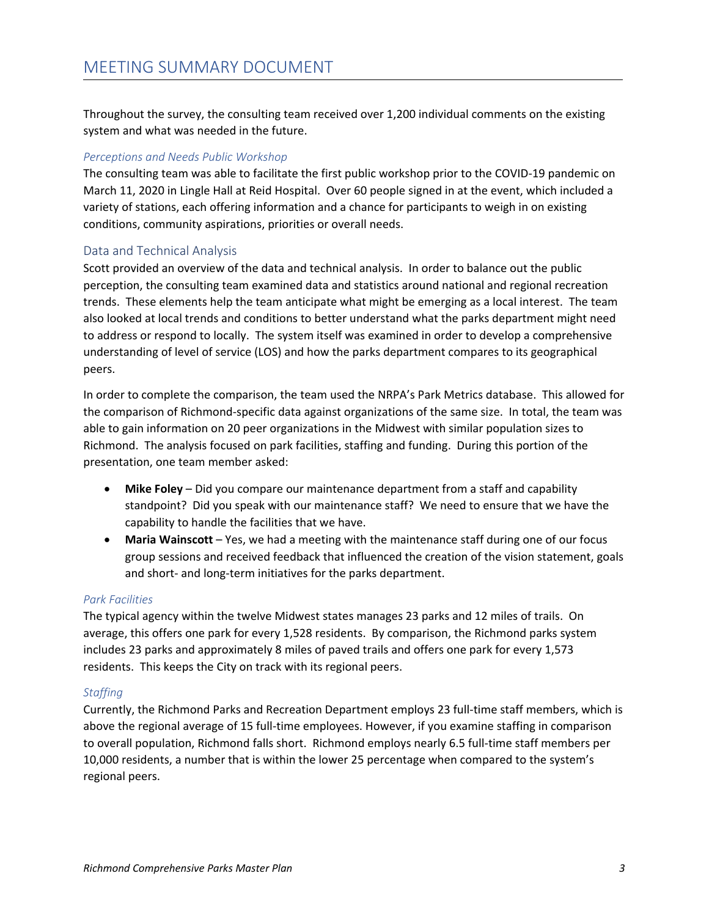Throughout the survey, the consulting team received over 1,200 individual comments on the existing system and what was needed in the future.

### *Perceptions and Needs Public Workshop*

The consulting team was able to facilitate the first public workshop prior to the COVID-19 pandemic on March 11, 2020 in Lingle Hall at Reid Hospital. Over 60 people signed in at the event, which included a variety of stations, each offering information and a chance for participants to weigh in on existing conditions, community aspirations, priorities or overall needs.

## Data and Technical Analysis

Scott provided an overview of the data and technical analysis. In order to balance out the public perception, the consulting team examined data and statistics around national and regional recreation trends. These elements help the team anticipate what might be emerging as a local interest. The team also looked at local trends and conditions to better understand what the parks department might need to address or respond to locally. The system itself was examined in order to develop a comprehensive understanding of level of service (LOS) and how the parks department compares to its geographical peers.

In order to complete the comparison, the team used the NRPA's Park Metrics database. This allowed for the comparison of Richmond-specific data against organizations of the same size. In total, the team was able to gain information on 20 peer organizations in the Midwest with similar population sizes to Richmond. The analysis focused on park facilities, staffing and funding. During this portion of the presentation, one team member asked:

- **Mike Foley** – Did you compare our maintenance department from a staff and capability standpoint? Did you speak with our maintenance staff? We need to ensure that we have the capability to handle the facilities that we have.
- **Maria Wainscott** – Yes, we had a meeting with the maintenance staff during one of our focus group sessions and received feedback that influenced the creation of the vision statement, goals and short- and long-term initiatives for the parks department.

### *Park Facilities*

The typical agency within the twelve Midwest states manages 23 parks and 12 miles of trails. On average, this offers one park for every 1,528 residents. By comparison, the Richmond parks system includes 23 parks and approximately 8 miles of paved trails and offers one park for every 1,573 residents. This keeps the City on track with its regional peers.

### *Staffing*

Currently, the Richmond Parks and Recreation Department employs 23 full-time staff members, which is above the regional average of 15 full-time employees. However, if you examine staffing in comparison to overall population, Richmond falls short. Richmond employs nearly 6.5 full-time staff members per 10,000 residents, a number that is within the lower 25 percentage when compared to the system's regional peers.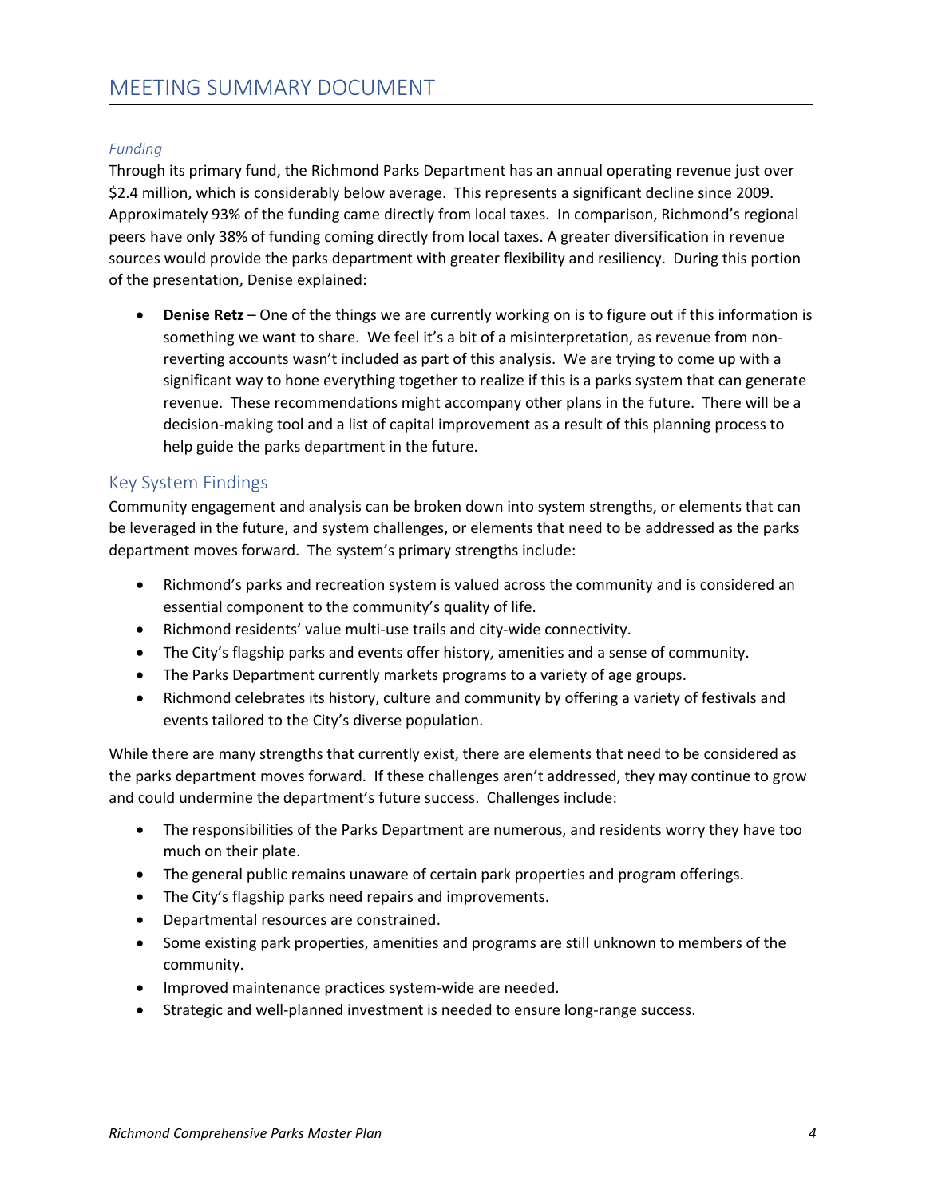# MEETING SUMMARY DOCUMENT

*Funding*

Through its primary fund, the Richmond Parks Department has an annual operating revenue just over $2.4 million, which is considerably below average. This represents a significant decline since 2009. Approximately 93% of the funding came directly from local taxes. In comparison, Richmond's regional peers have only 38% of funding coming directly from local taxes. A greater diversification in revenue sources would provide the parks department with greater flexibility and resiliency. During this portion of the presentation, Denise explained:

- **Denise Retz** – One of the things we are currently working on is to figure out if this information is something we want to share. We feel it's a bit of a misinterpretation, as revenue from non-reverting accounts wasn't included as part of this analysis. We are trying to come up with a significant way to hone everything together to realize if this is a parks system that can generate revenue. These recommendations might accompany other plans in the future. There will be a decision-making tool and a list of capital improvement as a result of this planning process to help guide the parks department in the future.

## Key System Findings

Community engagement and analysis can be broken down into system strengths, or elements that can be leveraged in the future, and system challenges, or elements that need to be addressed as the parks department moves forward. The system's primary strengths include:

- Richmond's parks and recreation system is valued across the community and is considered an essential component to the community's quality of life.
- Richmond residents' value multi-use trails and city-wide connectivity.
- The City's flagship parks and events offer history, amenities and a sense of community.
- The Parks Department currently markets programs to a variety of age groups.
- Richmond celebrates its history, culture and community by offering a variety of festivals and events tailored to the City's diverse population.

While there are many strengths that currently exist, there are elements that need to be considered as the parks department moves forward. If these challenges aren't addressed, they may continue to grow and could undermine the department's future success. Challenges include:

- The responsibilities of the Parks Department are numerous, and residents worry they have too much on their plate.
- The general public remains unaware of certain park properties and program offerings.
- The City's flagship parks need repairs and improvements.
- Departmental resources are constrained.
- Some existing park properties, amenities and programs are still unknown to members of the community.
- Improved maintenance practices system-wide are needed.
- Strategic and well-planned investment is needed to ensure long-range success.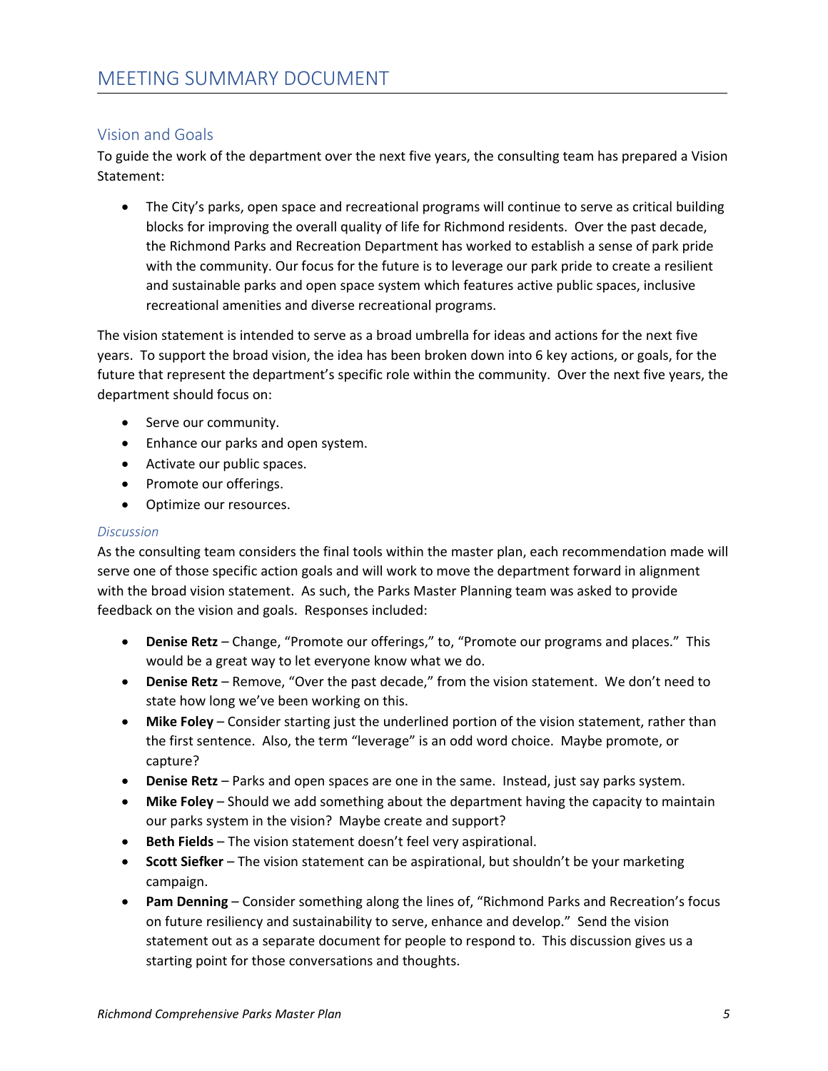# MEETING SUMMARY DOCUMENT

## Vision and Goals

To guide the work of the department over the next five years, the consulting team has prepared a Vision Statement:

- The City's parks, open space and recreational programs will continue to serve as critical building blocks for improving the overall quality of life for Richmond residents. Over the past decade, the Richmond Parks and Recreation Department has worked to establish a sense of park pride with the community. Our focus for the future is to leverage our park pride to create a resilient and sustainable parks and open space system which features active public spaces, inclusive recreational amenities and diverse recreational programs.

The vision statement is intended to serve as a broad umbrella for ideas and actions for the next five years. To support the broad vision, the idea has been broken down into 6 key actions, or goals, for the future that represent the department's specific role within the community. Over the next five years, the department should focus on:

- Serve our community.
- Enhance our parks and open system.
- Activate our public spaces.
- Promote our offerings.
- Optimize our resources.

### *Discussion*

As the consulting team considers the final tools within the master plan, each recommendation made will serve one of those specific action goals and will work to move the department forward in alignment with the broad vision statement. As such, the Parks Master Planning team was asked to provide feedback on the vision and goals. Responses included:

- **Denise Retz** – Change, "Promote our offerings," to, "Promote our programs and places." This would be a great way to let everyone know what we do.
- **Denise Retz** – Remove, "Over the past decade," from the vision statement. We don't need to state how long we've been working on this.
- **Mike Foley** – Consider starting just the underlined portion of the vision statement, rather than the first sentence. Also, the term "leverage" is an odd word choice. Maybe promote, or capture?
- **Denise Retz** – Parks and open spaces are one in the same. Instead, just say parks system.
- **Mike Foley** – Should we add something about the department having the capacity to maintain our parks system in the vision? Maybe create and support?
- **Beth Fields** – The vision statement doesn't feel very aspirational.
- **Scott Siefker** – The vision statement can be aspirational, but shouldn't be your marketing campaign.
- **Pam Denning** – Consider something along the lines of, "Richmond Parks and Recreation's focus on future resiliency and sustainability to serve, enhance and develop." Send the vision statement out as a separate document for people to respond to. This discussion gives us a starting point for those conversations and thoughts.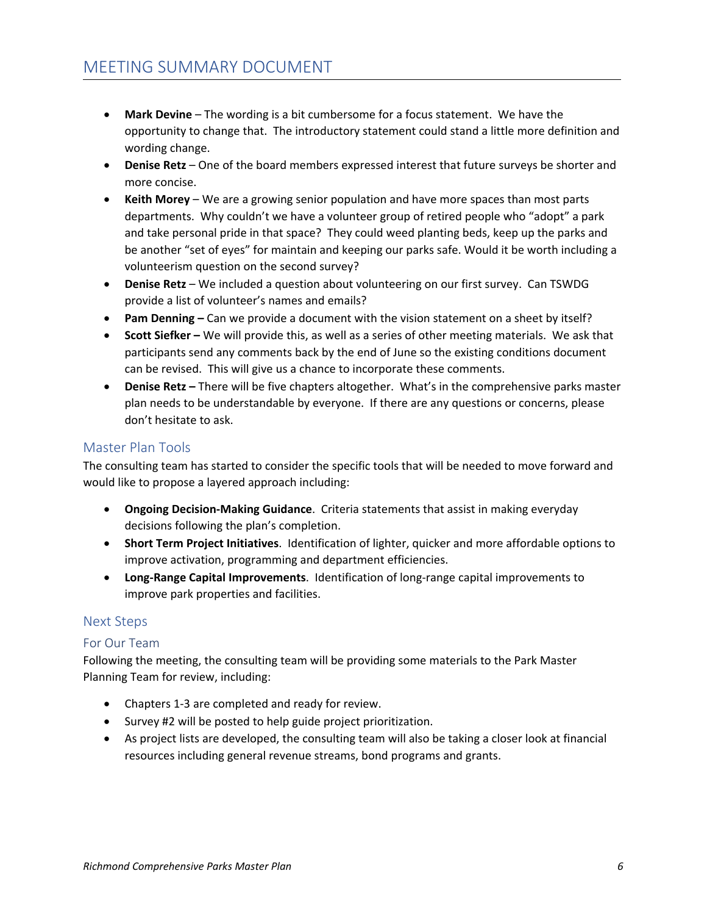- **Mark Devine** – The wording is a bit cumbersome for a focus statement. We have the opportunity to change that. The introductory statement could stand a little more definition and wording change.
- **Denise Retz** – One of the board members expressed interest that future surveys be shorter and more concise.
- **Keith Morey** – We are a growing senior population and have more spaces than most parts departments. Why couldn't we have a volunteer group of retired people who "adopt" a park and take personal pride in that space? They could weed planting beds, keep up the parks and be another "set of eyes" for maintain and keeping our parks safe. Would it be worth including a volunteerism question on the second survey?
- **Denise Retz** – We included a question about volunteering on our first survey. Can TSWDG provide a list of volunteer's names and emails?
- **Pam Denning –** Can we provide a document with the vision statement on a sheet by itself?
- **Scott Siefker –** We will provide this, as well as a series of other meeting materials. We ask that participants send any comments back by the end of June so the existing conditions document can be revised. This will give us a chance to incorporate these comments.
- **Denise Retz –** There will be five chapters altogether. What's in the comprehensive parks master plan needs to be understandable by everyone. If there are any questions or concerns, please don't hesitate to ask.

## Master Plan Tools

The consulting team has started to consider the specific tools that will be needed to move forward and would like to propose a layered approach including:

- **Ongoing Decision-Making Guidance**. Criteria statements that assist in making everyday decisions following the plan's completion.
- **Short Term Project Initiatives**. Identification of lighter, quicker and more affordable options to improve activation, programming and department efficiencies.
- **Long-Range Capital Improvements**. Identification of long-range capital improvements to improve park properties and facilities.

## Next Steps

### For Our Team

Following the meeting, the consulting team will be providing some materials to the Park Master Planning Team for review, including:

- Chapters 1-3 are completed and ready for review.
- Survey #2 will be posted to help guide project prioritization.
- As project lists are developed, the consulting team will also be taking a closer look at financial resources including general revenue streams, bond programs and grants.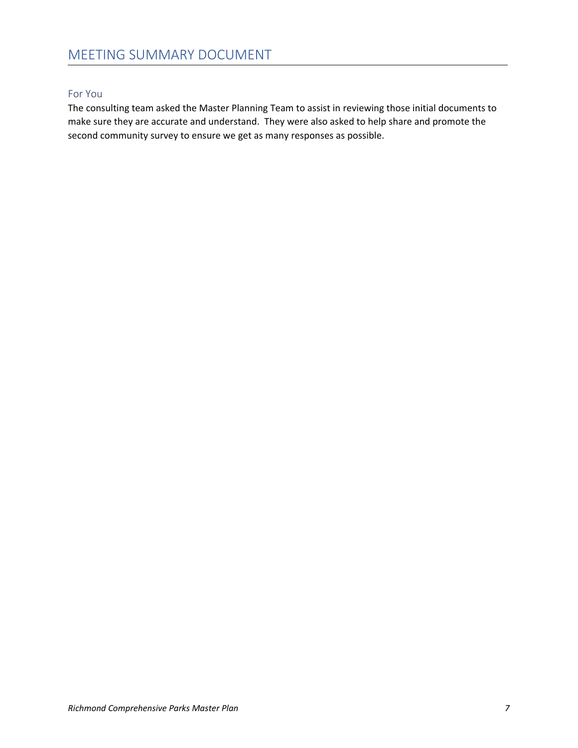## For You

The consulting team asked the Master Planning Team to assist in reviewing those initial documents to make sure they are accurate and understand. They were also asked to help share and promote the second community survey to ensure we get as many responses as possible.